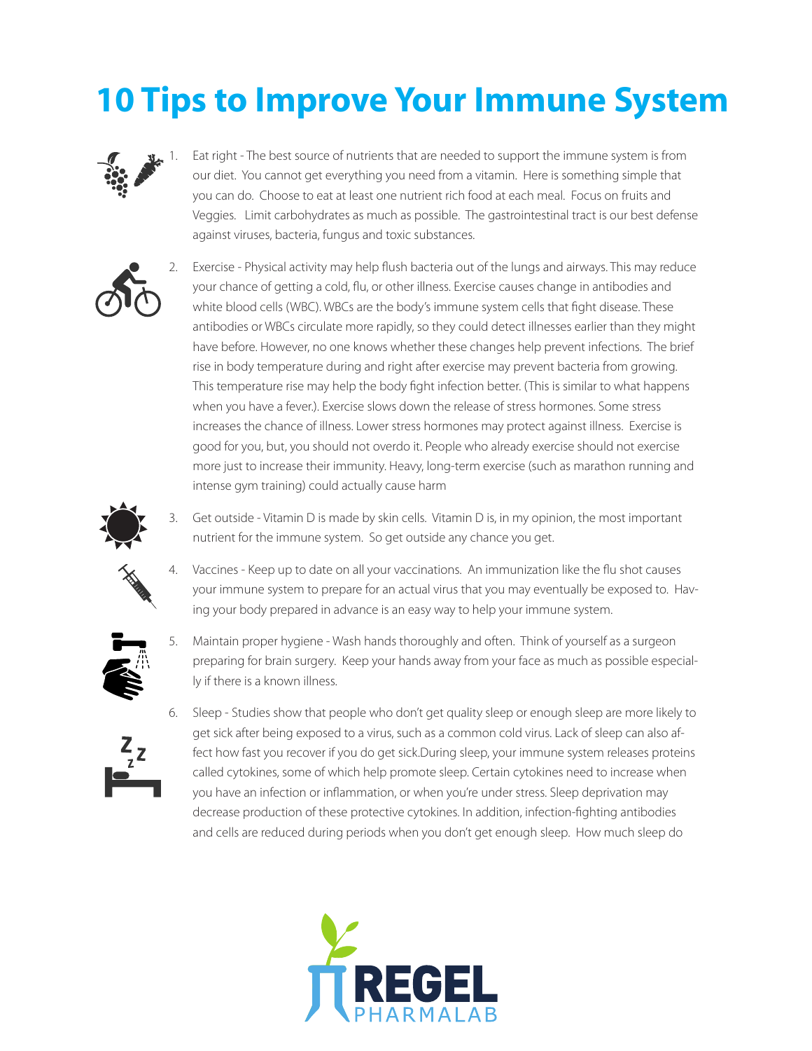# 10 Tips to Improve Your Immune System

1. Eat right - The best source of nutrients that are needed to support the immune system is from our diet. You cannot get everything you need from a vitamin. Here is something simple that you can do. Choose to eat at least one nutrient rich food at each meal. Focus on fruits and Veggies. Limit carbohydrates as much as possible. The gastrointestinal tract is our best defense against viruses, bacteria, fungus and toxic substances.

2. Exercise - Physical activity may help flush bacteria out of the lungs and airways. This may reduce your chance of getting a cold, flu, or other illness. Exercise causes change in antibodies and white blood cells (WBC). WBCs are the body's immune system cells that fight disease. These antibodies or WBCs circulate more rapidly, so they could detect illnesses earlier than they might have before. However, no one knows whether these changes help prevent infections. The brief rise in body temperature during and right after exercise may prevent bacteria from growing. This temperature rise may help the body fight infection better. (This is similar to what happens when you have a fever.). Exercise slows down the release of stress hormones. Some stress increases the chance of illness. Lower stress hormones may protect against illness. Exercise is good for you, but, you should not overdo it. People who already exercise should not exercise more just to increase their immunity. Heavy, long-term exercise (such as marathon running and intense gym training) could actually cause harm

3. Get outside - Vitamin D is made by skin cells. Vitamin D is, in my opinion, the most important nutrient for the immune system. So get outside any chance you get.

4. Vaccines - Keep up to date on all your vaccinations. An immunization like the flu shot causes your immune system to prepare for an actual virus that you may eventually be exposed to. Having your body prepared in advance is an easy way to help your immune system.

5. Maintain proper hygiene - Wash hands thoroughly and often. Think of yourself as a surgeon preparing for brain surgery. Keep your hands away from your face as much as possible especially if there is a known illness.

6. Sleep - Studies show that people who don't get quality sleep or enough sleep are more likely to get sick after being exposed to a virus, such as a common cold virus. Lack of sleep can also affect how fast you recover if you do get sick.During sleep, your immune system releases proteins called cytokines, some of which help promote sleep. Certain cytokines need to increase when you have an infection or inflammation, or when you're under stress. Sleep deprivation may decrease production of these protective cytokines. In addition, infection-fighting antibodies and cells are reduced during periods when you don't get enough sleep. How much sleep do

REGEL PHARMALAB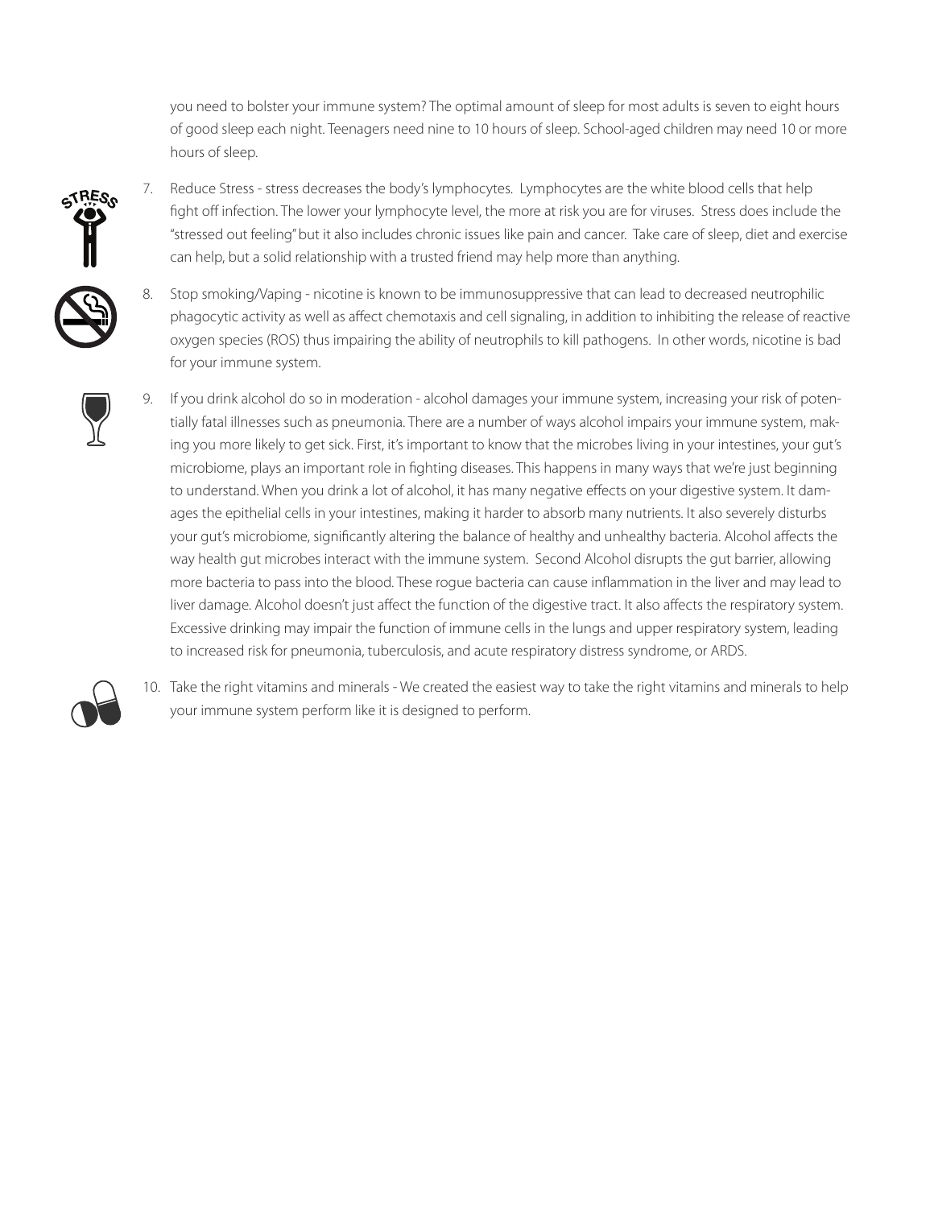you need to bolster your immune system? The optimal amount of sleep for most adults is seven to eight hours of good sleep each night. Teenagers need nine to 10 hours of sleep. School-aged children may need 10 or more hours of sleep.

7. Reduce Stress - stress decreases the body's lymphocytes. Lymphocytes are the white blood cells that help fight off infection. The lower your lymphocyte level, the more at risk you are for viruses. Stress does include the "stressed out feeling" but it also includes chronic issues like pain and cancer. Take care of sleep, diet and exercise can help, but a solid relationship with a trusted friend may help more than anything.

8. Stop smoking/Vaping - nicotine is known to be immunosuppressive that can lead to decreased neutrophilic phagocytic activity as well as affect chemotaxis and cell signaling, in addition to inhibiting the release of reactive oxygen species (ROS) thus impairing the ability of neutrophils to kill pathogens. In other words, nicotine is bad for your immune system.

9. If you drink alcohol do so in moderation - alcohol damages your immune system, increasing your risk of potentially fatal illnesses such as pneumonia. There are a number of ways alcohol impairs your immune system, making you more likely to get sick. First, it's important to know that the microbes living in your intestines, your gut's microbiome, plays an important role in fighting diseases. This happens in many ways that we're just beginning to understand. When you drink a lot of alcohol, it has many negative effects on your digestive system. It damages the epithelial cells in your intestines, making it harder to absorb many nutrients. It also severely disturbs your gut's microbiome, significantly altering the balance of healthy and unhealthy bacteria. Alcohol affects the way health gut microbes interact with the immune system. Second Alcohol disrupts the gut barrier, allowing more bacteria to pass into the blood. These rogue bacteria can cause inflammation in the liver and may lead to liver damage. Alcohol doesn't just affect the function of the digestive tract. It also affects the respiratory system. Excessive drinking may impair the function of immune cells in the lungs and upper respiratory system, leading to increased risk for pneumonia, tuberculosis, and acute respiratory distress syndrome, or ARDS.

10. Take the right vitamins and minerals - We created the easiest way to take the right vitamins and minerals to help your immune system perform like it is designed to perform.